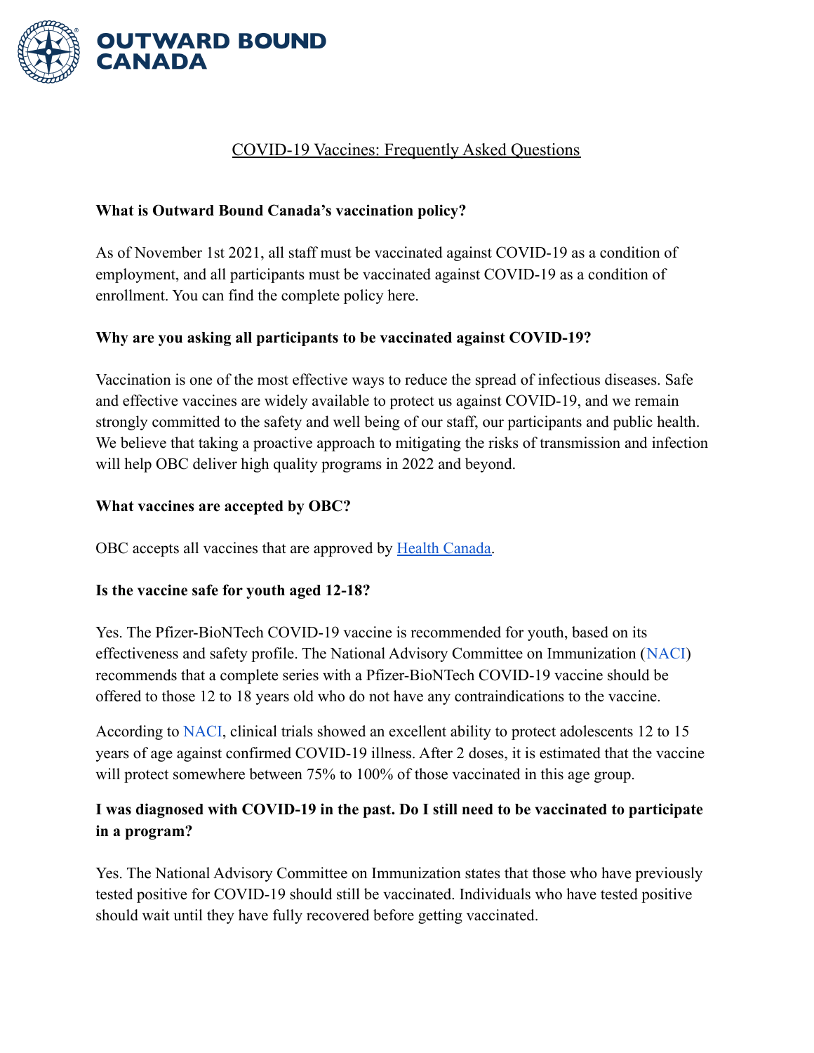# OUTWARD BOUND CANADA

## COVID-19 Vaccines: Frequently Asked Questions

**What is Outward Bound Canada's vaccination policy?**

As of November 1st 2021, all staff must be vaccinated against COVID-19 as a condition of employment, and all participants must be vaccinated against COVID-19 as a condition of enrollment. You can find the complete policy here.

**Why are you asking all participants to be vaccinated against COVID-19?**

Vaccination is one of the most effective ways to reduce the spread of infectious diseases. Safe and effective vaccines are widely available to protect us against COVID-19, and we remain strongly committed to the safety and well being of our staff, our participants and public health. We believe that taking a proactive approach to mitigating the risks of transmission and infection will help OBC deliver high quality programs in 2022 and beyond.

**What vaccines are accepted by OBC?**

OBC accepts all vaccines that are approved by Health Canada.

**Is the vaccine safe for youth aged 12-18?**

Yes. The Pfizer-BioNTech COVID-19 vaccine is recommended for youth, based on its effectiveness and safety profile. The National Advisory Committee on Immunization (NACI) recommends that a complete series with a Pfizer-BioNTech COVID-19 vaccine should be offered to those 12 to 18 years old who do not have any contraindications to the vaccine.

According to NACI, clinical trials showed an excellent ability to protect adolescents 12 to 15 years of age against confirmed COVID-19 illness. After 2 doses, it is estimated that the vaccine will protect somewhere between 75% to 100% of those vaccinated in this age group.

**I was diagnosed with COVID-19 in the past. Do I still need to be vaccinated to participate in a program?**

Yes. The National Advisory Committee on Immunization states that those who have previously tested positive for COVID-19 should still be vaccinated. Individuals who have tested positive should wait until they have fully recovered before getting vaccinated.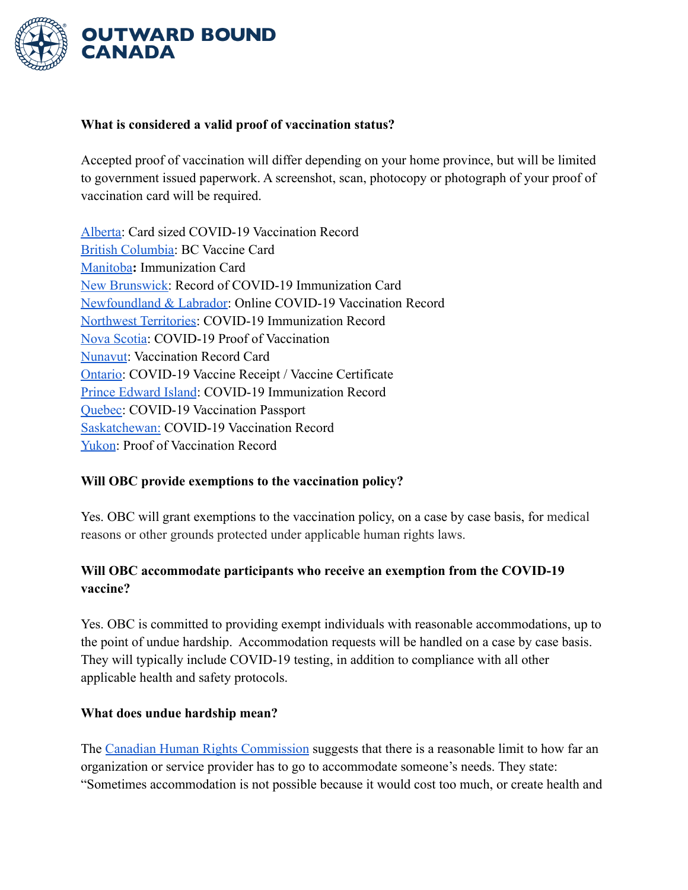**What is considered a valid proof of vaccination status?**

Accepted proof of vaccination will differ depending on your home province, but will be limited to government issued paperwork. A screenshot, scan, photocopy or photograph of your proof of vaccination card will be required.

Alberta: Card sized COVID-19 Vaccination Record
British Columbia: BC Vaccine Card
Manitoba**:** Immunization Card
New Brunswick: Record of COVID-19 Immunization Card
Newfoundland & Labrador: Online COVID-19 Vaccination Record
Northwest Territories: COVID-19 Immunization Record
Nova Scotia: COVID-19 Proof of Vaccination
Nunavut: Vaccination Record Card
Ontario: COVID-19 Vaccine Receipt / Vaccine Certificate
Prince Edward Island: COVID-19 Immunization Record
Quebec: COVID-19 Vaccination Passport
Saskatchewan: COVID-19 Vaccination Record
Yukon: Proof of Vaccination Record

**Will OBC provide exemptions to the vaccination policy?**

Yes. OBC will grant exemptions to the vaccination policy, on a case by case basis, for medical reasons or other grounds protected under applicable human rights laws.

**Will OBC accommodate participants who receive an exemption from the COVID-19 vaccine?**

Yes. OBC is committed to providing exempt individuals with reasonable accommodations, up to the point of undue hardship. Accommodation requests will be handled on a case by case basis. They will typically include COVID-19 testing, in addition to compliance with all other applicable health and safety protocols.

**What does undue hardship mean?**

The Canadian Human Rights Commission suggests that there is a reasonable limit to how far an organization or service provider has to go to accommodate someone's needs. They state: "Sometimes accommodation is not possible because it would cost too much, or create health and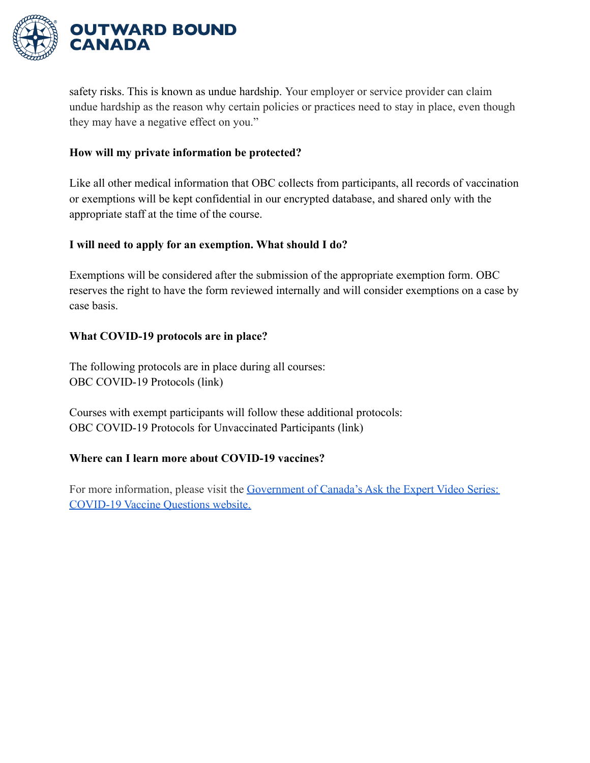safety risks. This is known as undue hardship. Your employer or service provider can claim undue hardship as the reason why certain policies or practices need to stay in place, even though they may have a negative effect on you."

**How will my private information be protected?**

Like all other medical information that OBC collects from participants, all records of vaccination or exemptions will be kept confidential in our encrypted database, and shared only with the appropriate staff at the time of the course.

**I will need to apply for an exemption. What should I do?**

Exemptions will be considered after the submission of the appropriate exemption form. OBC reserves the right to have the form reviewed internally and will consider exemptions on a case by case basis.

**What COVID-19 protocols are in place?**

The following protocols are in place during all courses:
OBC COVID-19 Protocols (link)

Courses with exempt participants will follow these additional protocols:
OBC COVID-19 Protocols for Unvaccinated Participants (link)

**Where can I learn more about COVID-19 vaccines?**

For more information, please visit the Government of Canada's Ask the Expert Video Series: COVID-19 Vaccine Questions website.